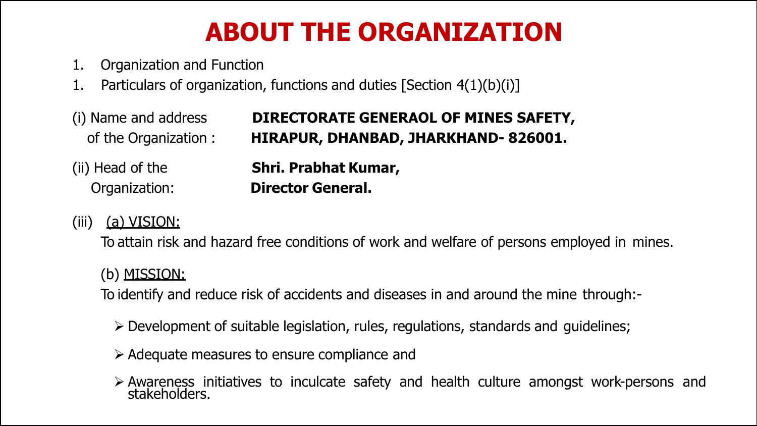# ABOUT THE ORGANIZATION

1. Organization and Function
1. Particulars of organization, functions and duties [Section 4(1)(b)(i)]

(i) Name and address of the Organization : **DIRECTORATE GENERAOL OF MINES SAFETY, HIRAPUR, DHANBAD, JHARKHAND- 826001.**

(ii) Head of the Organization: **Shri. Prabhat Kumar, Director General.**

(iii) (a) VISION:

To attain risk and hazard free conditions of work and welfare of persons employed in mines.

(b) MISSION:

To identify and reduce risk of accidents and diseases in and around the mine through:-

- Development of suitable legislation, rules, regulations, standards and guidelines;
- Adequate measures to ensure compliance and
- Awareness initiatives to inculcate safety and health culture amongst work-persons and stakeholders.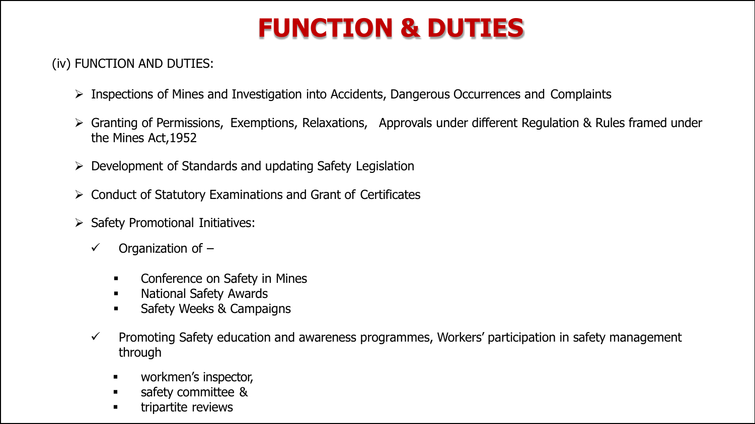# FUNCTION & DUTIES

(iv) FUNCTION AND DUTIES:

- Inspections of Mines and Investigation into Accidents, Dangerous Occurrences and Complaints
- Granting of Permissions, Exemptions, Relaxations, Approvals under different Regulation & Rules framed under the Mines Act,1952
- Development of Standards and updating Safety Legislation
- Conduct of Statutory Examinations and Grant of Certificates
- Safety Promotional Initiatives:
  - ✓ Organization of –
    - Conference on Safety in Mines
    - National Safety Awards
    - Safety Weeks & Campaigns
  - ✓ Promoting Safety education and awareness programmes, Workers' participation in safety management through
    - workmen's inspector,
    - safety committee &
    - tripartite reviews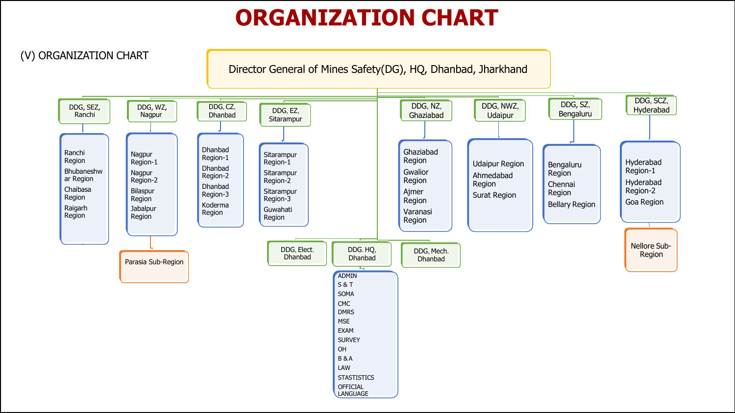# ORGANIZATION CHART

(V) ORGANIZATION CHART

**Director General of Mines Safety(DG), HQ, Dhanbad, Jharkhand**

- **DDG, SEZ, Ranchi**
  - Ranchi Region
  - Bhubaneshwar Region
  - Chaibasa Region
  - Raigarh Region
- **DDG, WZ, Nagpur**
  - Nagpur Region-1
  - Nagpur Region-2
  - Bilaspur Region
  - Jabalpur Region
    - Parasia Sub-Region
- **DDG, CZ, Dhanbad**
  - Dhanbad Region-1
  - Dhanbad Region-2
  - Dhanbad Region-3
  - Koderma Region
- **DDG, EZ, Sitarampur**
  - Sitarampur Region-1
  - Sitarampur Region-2
  - Sitarampur Region-3
  - Guwahati Region
- **DDG, Elect. Dhanbad**
- **DDG. HQ, Dhanbad**
  - ADMIN
  - S & T
  - SOMA
  - CMC
  - DMRS
  - MSE
  - EXAM
  - SURVEY
  - OH
  - B & A
  - LAW
  - STASTISTICS
  - OFFICIAL LANGUAGE
- **DDG, Mech. Dhanbad**
- **DDG, NZ, Ghaziabad**
  - Ghaziabad Region
  - Gwalior Region
  - Ajmer Region
  - Varanasi Region
- **DDG, NWZ, Udaipur**
  - Udaipur Region
  - Ahmedabad Region
  - Surat Region
- **DDG, SZ, Bengaluru**
  - Bengaluru Region
  - Chennai Region
  - Bellary Region
- **DDG, SCZ, Hyderabad**
  - Hyderabad Region-1
  - Hyderabad Region-2
  - Goa Region
    - Nellore Sub-Region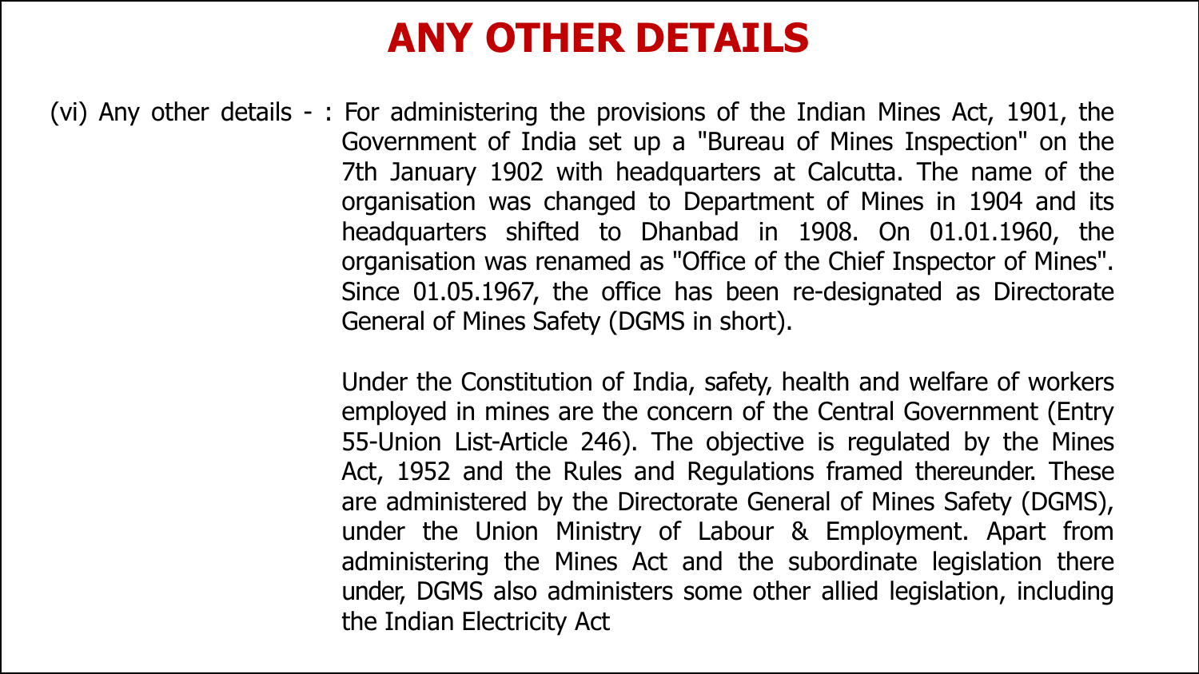# ANY OTHER DETAILS

(vi) Any other details - : For administering the provisions of the Indian Mines Act, 1901, the Government of India set up a "Bureau of Mines Inspection" on the 7th January 1902 with headquarters at Calcutta. The name of the organisation was changed to Department of Mines in 1904 and its headquarters shifted to Dhanbad in 1908. On 01.01.1960, the organisation was renamed as "Office of the Chief Inspector of Mines". Since 01.05.1967, the office has been re-designated as Directorate General of Mines Safety (DGMS in short).

Under the Constitution of India, safety, health and welfare of workers employed in mines are the concern of the Central Government (Entry 55-Union List-Article 246). The objective is regulated by the Mines Act, 1952 and the Rules and Regulations framed thereunder. These are administered by the Directorate General of Mines Safety (DGMS), under the Union Ministry of Labour & Employment. Apart from administering the Mines Act and the subordinate legislation there under, DGMS also administers some other allied legislation, including the Indian Electricity Act